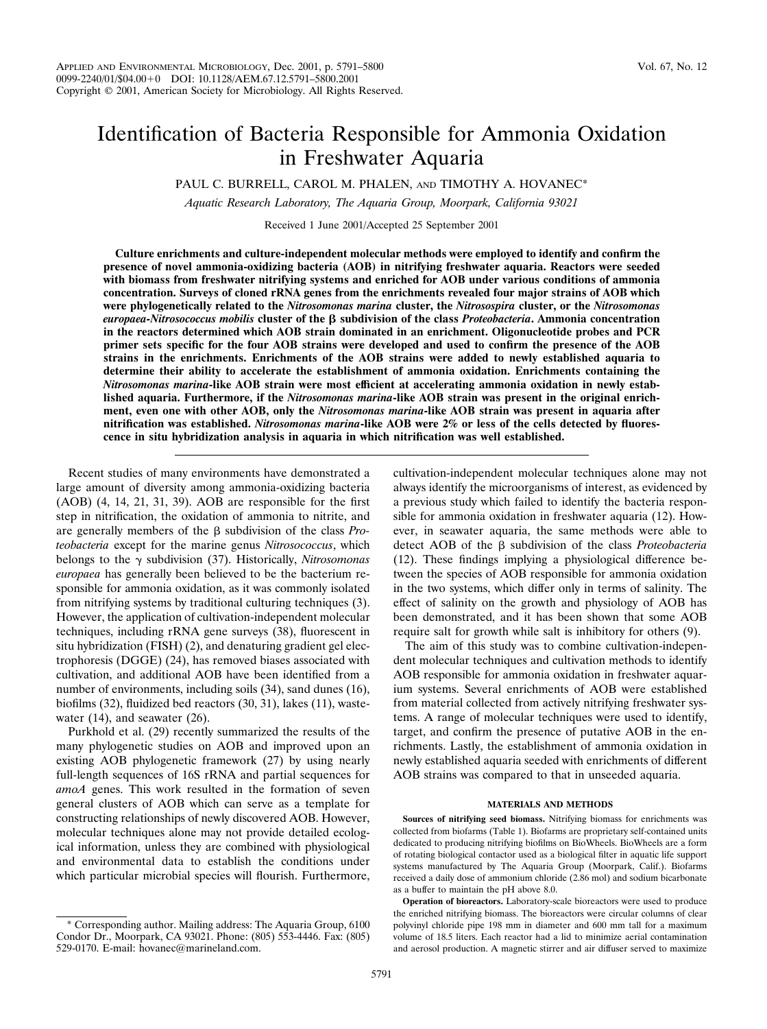# Identification of Bacteria Responsible for Ammonia Oxidation in Freshwater Aquaria

PAUL C. BURRELL, CAROL M. PHALEN, AND TIMOTHY A. HOVANEC*

*Aquatic Research Laboratory, The Aquaria Group, Moorpark, California 93021*

Received 1 June 2001/Accepted 25 September 2001

**Culture enrichments and culture-independent molecular methods were employed to identify and confirm the presence of novel ammonia-oxidizing bacteria (AOB) in nitrifying freshwater aquaria. Reactors were seeded with biomass from freshwater nitrifying systems and enriched for AOB under various conditions of ammonia concentration. Surveys of cloned rRNA genes from the enrichments revealed four major strains of AOB which were phylogenetically related to the *Nitrosomonas marina* cluster, the *Nitrosospira* cluster, or the *Nitrosomonas europaea-Nitrosococcus mobilis* cluster of the β subdivision of the class *Proteobacteria*. Ammonia concentration in the reactors determined which AOB strain dominated in an enrichment. Oligonucleotide probes and PCR primer sets specific for the four AOB strains were developed and used to confirm the presence of the AOB strains in the enrichments. Enrichments of the AOB strains were added to newly established aquaria to determine their ability to accelerate the establishment of ammonia oxidation. Enrichments containing the *Nitrosomonas marina*-like AOB strain were most efficient at accelerating ammonia oxidation in newly established aquaria. Furthermore, if the *Nitrosomonas marina*-like AOB strain was present in the original enrichment, even one with other AOB, only the *Nitrosomonas marina*-like AOB strain was present in aquaria after nitrification was established. *Nitrosomonas marina*-like AOB were 2% or less of the cells detected by fluorescence in situ hybridization analysis in aquaria in which nitrification was well established.**

Recent studies of many environments have demonstrated a large amount of diversity among ammonia-oxidizing bacteria (AOB) (4, 14, 21, 31, 39). AOB are responsible for the first step in nitrification, the oxidation of ammonia to nitrite, and are generally members of the β subdivision of the class *Proteobacteria* except for the marine genus *Nitrosococcus*, which belongs to the γ subdivision (37). Historically, *Nitrosomonas europaea* has generally been believed to be the bacterium responsible for ammonia oxidation, as it was commonly isolated from nitrifying systems by traditional culturing techniques (3). However, the application of cultivation-independent molecular techniques, including rRNA gene surveys (38), fluorescent in situ hybridization (FISH) (2), and denaturing gradient gel electrophoresis (DGGE) (24), has removed biases associated with cultivation, and additional AOB have been identified from a number of environments, including soils (34), sand dunes (16), biofilms (32), fluidized bed reactors (30, 31), lakes (11), wastewater (14), and seawater (26).

Purkhold et al. (29) recently summarized the results of the many phylogenetic studies on AOB and improved upon an existing AOB phylogenetic framework (27) by using nearly full-length sequences of 16S rRNA and partial sequences for *amoA* genes. This work resulted in the formation of seven general clusters of AOB which can serve as a template for constructing relationships of newly discovered AOB. However, molecular techniques alone may not provide detailed ecological information, unless they are combined with physiological and environmental data to establish the conditions under which particular microbial species will flourish. Furthermore, cultivation-independent molecular techniques alone may not always identify the microorganisms of interest, as evidenced by a previous study which failed to identify the bacteria responsible for ammonia oxidation in freshwater aquaria (12). However, in seawater aquaria, the same methods were able to detect AOB of the β subdivision of the class *Proteobacteria* (12). These findings implying a physiological difference between the species of AOB responsible for ammonia oxidation in the two systems, which differ only in terms of salinity. The effect of salinity on the growth and physiology of AOB has been demonstrated, and it has been shown that some AOB require salt for growth while salt is inhibitory for others (9).

The aim of this study was to combine cultivation-independent molecular techniques and cultivation methods to identify AOB responsible for ammonia oxidation in freshwater aquarium systems. Several enrichments of AOB were established from material collected from actively nitrifying freshwater systems. A range of molecular techniques were used to identify, target, and confirm the presence of putative AOB in the enrichments. Lastly, the establishment of ammonia oxidation in newly established aquaria seeded with enrichments of different AOB strains was compared to that in unseeded aquaria.

## MATERIALS AND METHODS

**Sources of nitrifying seed biomass.** Nitrifying biomass for enrichments was collected from biofarms (Table 1). Biofarms are proprietary self-contained units dedicated to producing nitrifying biofilms on BioWheels. BioWheels are a form of rotating biological contactor used as a biological filter in aquatic life support systems manufactured by The Aquaria Group (Moorpark, Calif.). Biofarms received a daily dose of ammonium chloride (2.86 mol) and sodium bicarbonate as a buffer to maintain the pH above 8.0.

**Operation of bioreactors.** Laboratory-scale bioreactors were used to produce the enriched nitrifying biomass. The bioreactors were circular columns of clear polyvinyl chloride pipe 198 mm in diameter and 600 mm tall for a maximum volume of 18.5 liters. Each reactor had a lid to minimize aerial contamination and aerosol production. A magnetic stirrer and air diffuser served to maximize

\* Corresponding author. Mailing address: The Aquaria Group, 6100 Condor Dr., Moorpark, CA 93021. Phone: (805) 553-4446. Fax: (805) 529-0170. E-mail: hovanec@marineland.com.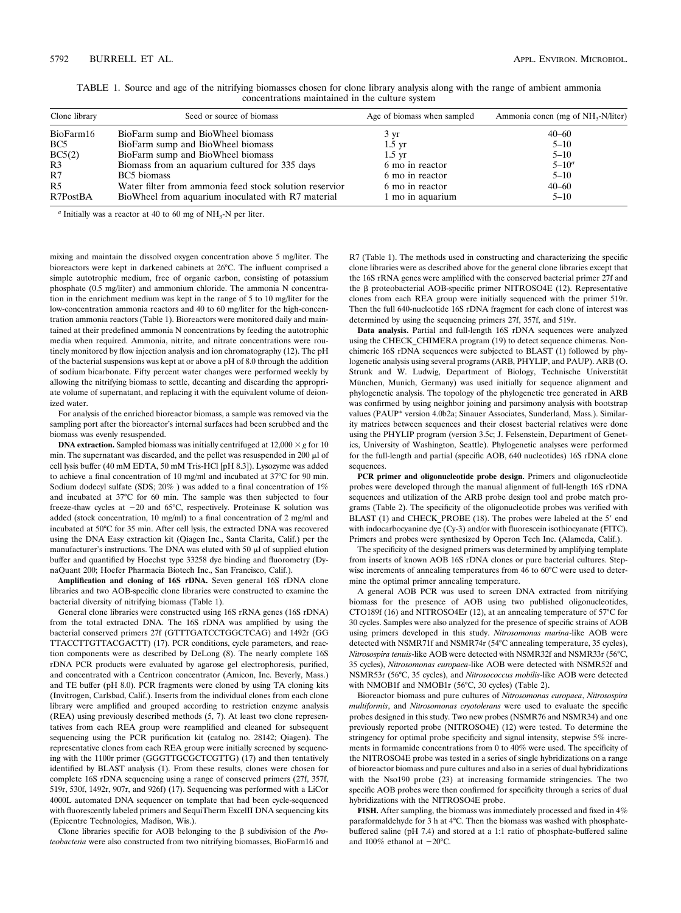TABLE 1. Source and age of the nitrifying biomasses chosen for clone library analysis along with the range of ambient ammonia concentrations maintained in the culture system

| Clone library | Seed or source of biomass | Age of biomass when sampled | Ammonia concn (mg of $NH_3$-N/liter) |
|---|---|---|---|
| BioFarm16 | BioFarm sump and BioWheel biomass | 3 yr | 40–60 |
| BC5 | BioFarm sump and BioWheel biomass | 1.5 yr | 5–10 |
| BC5(2) | BioFarm sump and BioWheel biomass | 1.5 yr | 5–10 |
| R3 | Biomass from an aquarium cultured for 335 days | 6 mo in reactor | 5–10[a] |
| R7 | BC5 biomass | 6 mo in reactor | 5–10 |
| R5 | Water filter from ammonia feed stock solution reservior | 6 mo in reactor | 40–60 |
| R7PostBA | BioWheel from aquarium inoculated with R7 material | 1 mo in aquarium | 5–10 |

[a] Initially was a reactor at 40 to 60 mg of $NH_3$-N per liter.

mixing and maintain the dissolved oxygen concentration above 5 mg/liter. The bioreactors were kept in darkened cabinets at 26°C. The influent comprised a simple autotrophic medium, free of organic carbon, consisting of potassium phosphate (0.5 mg/liter) and ammonium chloride. The ammonia N concentration in the enrichment medium was kept in the range of 5 to 10 mg/liter for the low-concentration ammonia reactors and 40 to 60 mg/liter for the high-concentration ammonia reactors (Table 1). Bioreactors were monitored daily and maintained at their predefined ammonia N concentrations by feeding the autotrophic media when required. Ammonia, nitrite, and nitrate concentrations were routinely monitored by flow injection analysis and ion chromatography (12). The pH of the bacterial suspensions was kept at or above a pH of 8.0 through the addition of sodium bicarbonate. Fifty percent water changes were performed weekly by allowing the nitrifying biomass to settle, decanting and discarding the appropriate volume of supernatant, and replacing it with the equivalent volume of deionized water.

For analysis of the enriched bioreactor biomass, a sample was removed via the sampling port after the bioreactor's internal surfaces had been scrubbed and the biomass was evenly resuspended.

**DNA extraction.** Sampled biomass was initially centrifuged at 12,000 × *g* for 10 min. The supernatant was discarded, and the pellet was resuspended in 200 μl of cell lysis buffer (40 mM EDTA, 50 mM Tris-HCl [pH 8.3]). Lysozyme was added to achieve a final concentration of 10 mg/ml and incubated at 37°C for 90 min. Sodium dodecyl sulfate (SDS; 20% ) was added to a final concentration of 1% and incubated at 37°C for 60 min. The sample was then subjected to four freeze-thaw cycles at −20 and 65°C, respectively. Proteinase K solution was added (stock concentration, 10 mg/ml) to a final concentration of 2 mg/ml and incubated at 50°C for 35 min. After cell lysis, the extracted DNA was recovered using the DNA Easy extraction kit (Qiagen Inc., Santa Clarita, Calif.) per the manufacturer's instructions. The DNA was eluted with 50 μl of supplied elution buffer and quantified by Hoechst type 33258 dye binding and fluorometry (DynaQuant 200; Hoefer Pharmacia Biotech Inc., San Francisco, Calif.).

**Amplification and cloning of 16S rDNA.** Seven general 16S rDNA clone libraries and two AOB-specific clone libraries were constructed to examine the bacterial diversity of nitrifying biomass (Table 1).

General clone libraries were constructed using 16S rRNA genes (16S rDNA) from the total extracted DNA. The 16S rDNA was amplified by using the bacterial conserved primers 27f (GTTTGATCCTGGCTCAG) and 1492r (GGTTACCTTGTTACGACTT) (17). PCR conditions, cycle parameters, and reaction components were as described by DeLong (8). The nearly complete 16S rDNA PCR products were evaluated by agarose gel electrophoresis, purified, and concentrated with a Centricon concentrator (Amicon, Inc. Beverly, Mass.) and TE buffer (pH 8.0). PCR fragments were cloned by using TA cloning kits (Invitrogen, Carlsbad, Calif.). Inserts from the individual clones from each clone library were amplified and grouped according to restriction enzyme analysis (REA) using previously described methods (5, 7). At least two clone representatives from each REA group were reamplified and cleaned for subsequent sequencing using the PCR purification kit (catalog no. 28142; Qiagen). The representative clones from each REA group were initially screened by sequencing with the 1100r primer (GGGTTGCGCTCGTTG) (17) and then tentatively identified by BLAST analysis (1). From these results, clones were chosen for complete 16S rDNA sequencing using a range of conserved primers (27f, 357f, 519r, 530f, 1492r, 907r, and 926f) (17). Sequencing was performed with a LiCor 4000L automated DNA sequencer on template that had been cycle-sequenced with fluorescently labeled primers and SequiTherm ExcelII DNA sequencing kits (Epicentre Technologies, Madison, Wis.).

Clone libraries specific for AOB belonging to the β subdivision of the *Proteobacteria* were also constructed from two nitrifying biomasses, BioFarm16 and R7 (Table 1). The methods used in constructing and characterizing the specific clone libraries were as described above for the general clone libraries except that the 16S rRNA genes were amplified with the conserved bacterial primer 27f and the β proteobacterial AOB-specific primer NITROSO4E (12). Representative clones from each REA group were initially sequenced with the primer 519r. Then the full 640-nucleotide 16S rDNA fragment for each clone of interest was determined by using the sequencing primers 27f, 357f, and 519r.

**Data analysis.** Partial and full-length 16S rDNA sequences were analyzed using the CHECK_CHIMERA program (19) to detect sequence chimeras. Nonchimeric 16S rDNA sequences were subjected to BLAST (1) followed by phylogenetic analysis using several programs (ARB, PHYLIP, and PAUP). ARB (O. Strunk and W. Ludwig, Department of Biology, Technische Universtität München, Munich, Germany) was used initially for sequence alignment and phylogenetic analysis. The topology of the phylogenetic tree generated in ARB was confirmed by using neighbor joining and parsimony analysis with bootstrap values (PAUP* version 4.0b2a; Sinauer Associates, Sunderland, Mass.). Similarity matrices between sequences and their closest bacterial relatives were done using the PHYLIP program (version 3.5c; J. Felsenstein, Department of Genetics, University of Washington, Seattle). Phylogenetic analyses were performed for the full-length and partial (specific AOB, 640 nucleotides) 16S rDNA clone sequences.

**PCR primer and oligonucleotide probe design.** Primers and oligonucleotide probes were developed through the manual alignment of full-length 16S rDNA sequences and utilization of the ARB probe design tool and probe match programs (Table 2). The specificity of the oligonucleotide probes was verified with BLAST (1) and CHECK_PROBE (18). The probes were labeled at the 5′ end with indocarbocyanine dye (Cy-3) and/or with fluorescein isothiocyanate (FITC). Primers and probes were synthesized by Operon Tech Inc. (Alameda, Calif.).

The specificity of the designed primers was determined by amplifying template from inserts of known AOB 16S rDNA clones or pure bacterial cultures. Stepwise increments of annealing temperatures from 46 to 60°C were used to determine the optimal primer annealing temperature.

A general AOB PCR was used to screen DNA extracted from nitrifying biomass for the presence of AOB using two published oligonucleotides, CTO189f (16) and NITROSO4Er (12), at an annealing temperature of 57°C for 30 cycles. Samples were also analyzed for the presence of specific strains of AOB using primers developed in this study. *Nitrosomonas marina*-like AOB were detected with NSMR71f and NSMR74r (54°C annealing temperature, 35 cycles), *Nitrosospira tenuis*-like AOB were detected with NSMR32f and NSMR33r (56°C, 35 cycles), *Nitrosomonas europaea*-like AOB were detected with NSMR52f and NSMR53r (56°C, 35 cycles), and *Nitrosococcus mobilis*-like AOB were detected with NMOB1f and NMOB1r (56°C, 30 cycles) (Table 2).

Bioreactor biomass and pure cultures of *Nitrosomonas europaea*, *Nitrosospira multiformis*, and *Nitrosomonas cryotolerans* were used to evaluate the specific probes designed in this study. Two new probes (NSMR76 and NSMR34) and one previously reported probe (NITROSO4E) (12) were tested. To determine the stringency for optimal probe specificity and signal intensity, stepwise 5% increments in formamide concentrations from 0 to 40% were used. The specificity of the NITROSO4E probe was tested in a series of single hybridizations on a range of bioreactor biomass and pure cultures and also in a series of dual hybridizations with the Nso190 probe (23) at increasing formamide stringencies. The two specific AOB probes were then confirmed for specificity through a series of dual hybridizations with the NITROSO4E probe.

**FISH.** After sampling, the biomass was immediately processed and fixed in 4% paraformaldehyde for 3 h at 4°C. Then the biomass was washed with phosphate-buffered saline (pH 7.4) and stored at a 1:1 ratio of phosphate-buffered saline and 100% ethanol at −20°C.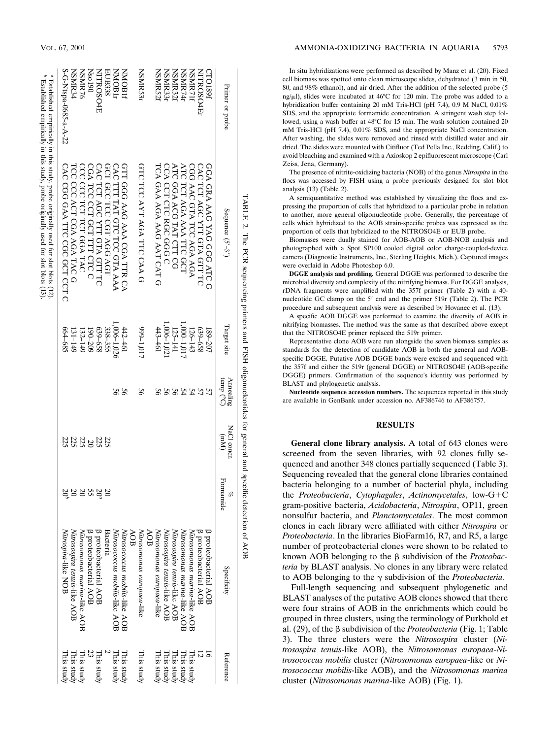TABLE 2. The PCR sequencing primers and FISH oligonucleotides for general and specific detection of AOB

| Primer or probe | Sequence (5′–3′) | Target site | Annealing temp (°C) | NaCl concn (mM) | % Formamide | Specificity | Reference |
|---|---|---|---|---|---|---|---|
| CTO189f | GGA GRA AAG YAG GGG ATC G | 189–207 | 57 | | | β proteobacterial AOB | 16 |
| NITROSO4Er | CAC TCT AGC YTT GTA GTT TC | 639–658 | 57 | | | β proteobacterial AOB | 12 |
| NSMR71f | CGG AAC GTA TCC AGA AGA | 126–143 | 54 | | | *Nitrosomonas marina*-like AOB | This study |
| NSMR74r | ATC TCT AGA AAA TTC GCT | 1,000–1,017 | 54 | | | *Nitrosomonas marina*-like AOB | This study |
| NSMR32f | ATC GGA ACG TAT CTT CG | 125–141 | 56 | | | *Nitrosospira tenuis*-like AOB | This study |
| NSMR33r | CCA CCT CTC RGC GGG C | 1,006–1,021 | 56 | | | *Nitrosospira tenuis*-like AOB | This study |
| NSMR52f | TCA GAA AGA AAG AAT CAT G | 443–461 | 56 | | | *Nitrosomonas europaea*-like AOB | This study |
| NSMR53r | GTC TCC AYT AGA TTC CAA G | 999–1,017 | 56 | | | *Nitrosomonas europaea*-like AOB | This study |
| NMOB1f | GTT GGG AAG AAA CGA TTR CA | 442–461 | 56 | | | *Nitrosococcus mobilis*-like AOB | This study |
| NMOB1r | CAC TTT TAT GTC TCC GTA AAA | 1,006–1,026 | 56 | | | *Nitrosococcus mobilis*-like AOB | This study |
| EUB338 | GCT GCC TCC CGT AGG AGT | 338–355 | | 225 | 20 | Bacteria | 2 |
| NITROSO4E | CAC TCT AGC YTT GTA GTT TC | 639–658 | | 225 | 20[a] | β proteobacterial AOB | This study |
| Nso190 | CGA TCC CCT GCT TTT CTC C | 190–209 | | 20 | 55 | β proteobacterial AOB | 23 |
| NSMR76 | CCC CCC TCT TCT GGA TAC | 132–149 | | 225 | 20 | *Nitrosomonas marina*-like AOB | This study |
| NSMR34 | TCC CCC ACT CGA AGA TAC G | 131–149 | | 225 | 20 | *Nitrosospira tenuis*-like AOB | This study |
| S-G-Ntspa-0685-a-A-22 | CAC CGG GAA TTC CGC GCT CCT C | 664–685 | | 225 | 20[b] | *Nitrospira*-like NOB | This study |

[a] Established empirically in this study, probe originally used for slot blots (12).
[b] Established empirically in this study, probe originally used for slot blots (13).

In situ hybridizations were performed as described by Manz et al. (20). Fixed cell biomass was spotted onto clean microscope slides, dehydrated (3 min in 50, 80, and 98% ethanol), and air dried. After the addition of the selected probe (5 ng/μl), slides were incubated at 46°C for 120 min. The probe was added to a hybridization buffer containing 20 mM Tris-HCl (pH 7.4), 0.9 M NaCl, 0.01% SDS, and the appropriate formamide concentration. A stringent wash step followed, using a wash buffer at 48°C for 15 min. The wash solution contained 20 mM Tris-HCl (pH 7.4), 0.01% SDS, and the appropriate NaCl concentration. After washing, the slides were removed and rinsed with distilled water and air dried. The slides were mounted with Citifluor (Ted Pella Inc., Redding, Calif.) to avoid bleaching and examined with a Axioskop 2 epifluorescent microscope (Carl Zeiss, Jena, Germany).

The presence of nitrite-oxidizing bacteria (NOB) of the genus *Nitrospira* in the flocs was accessed by FISH using a probe previously designed for slot blot analysis (13) (Table 2).

A semiquantitative method was established by visualizing the flocs and expressing the proportion of cells that hybridized to a particular probe in relation to another, more general oligonucleotide probe. Generally, the percentage of cells which hybridized to the AOB strain-specific probes was expressed as the proportion of cells that hybridized to the NITROSO4E or EUB probe.

Biomasses were dually stained for AOB-AOB or AOB-NOB analysis and photographed with a Spot SP100 cooled digital color charge-coupled-device camera (Diagnostic Instruments, Inc., Sterling Heights, Mich.). Captured images were overlaid in Adobe Photoshop 6.0.

**DGGE analysis and profiling.** General DGGE was performed to describe the microbial diversity and complexity of the nitrifying biomass. For DGGE analysis, rDNA fragments were amplified with the 357f primer (Table 2) with a 40-nucleotide GC clamp on the 5′ end and the primer 519r (Table 2). The PCR procedure and subsequent analysis were as described by Hovanec et al. (13).

A specific AOB DGGE was performed to examine the diversity of AOB in nitrifying biomasses. The method was the same as that described above except that the NITROSO4E primer replaced the 519r primer.

Representative clone AOB were run alongside the seven biomass samples as standards for the detection of candidate AOB in both the general and AOB-specific DGGE. Putative AOB DGGE bands were excised and sequenced with the 357f and either the 519r (general DGGE) or NITROSO4E (AOB-specific DGGE) primers. Confirmation of the sequence's identity was performed by BLAST and phylogenetic analysis.

**Nucleotide sequence accession numbers.** The sequences reported in this study are available in GenBank under accession no. AF386746 to AF386757.

## RESULTS

**General clone library analysis.** A total of 643 clones were screened from the seven libraries, with 92 clones fully sequenced and another 348 clones partially sequenced (Table 3). Sequencing revealed that the general clone libraries contained bacteria belonging to a number of bacterial phyla, including the *Proteobacteria*, *Cytophagales*, *Actinomycetales*, low-G+C gram-positive bacteria, *Acidobacteria*, *Nitrospira*, OP11, green nonsulfur bacteria, and *Planctomycetales*. The most common clones in each library were affiliated with either *Nitrospira* or *Proteobacteria*. In the libraries BioFarm16, R7, and R5, a large number of proteobacterial clones were shown to be related to known AOB belonging to the β subdivision of the *Proteobacteria* by BLAST analysis. No clones in any library were related to AOB belonging to the γ subdivision of the *Proteobacteria*.

Full-length sequencing and subsequent phylogenetic and BLAST analyses of the putative AOB clones showed that there were four strains of AOB in the enrichments which could be grouped in three clusters, using the terminology of Purkhold et al. (29), of the β subdivision of the *Proteobacteria* (Fig. 1; Table 3). The three clusters were the *Nitrosospira* cluster (*Nitrosospira tenuis*-like AOB), the *Nitrosomonas europaea*-*Nitrosococcus mobilis* cluster (*Nitrosomonas europaea*-like or *Nitrosococcus mobilis*-like AOB), and the *Nitrosomonas marina* cluster (*Nitrosomonas marina*-like AOB) (Fig. 1).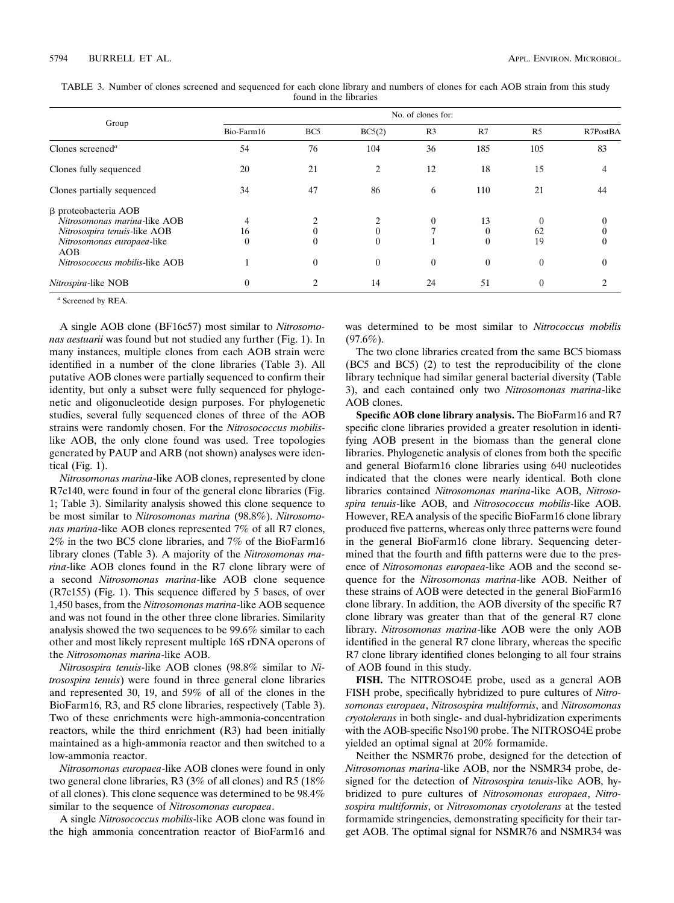TABLE 3. Number of clones screened and sequenced for each clone library and numbers of clones for each AOB strain from this study found in the libraries

| Group | No. of clones for: | | | | | | |
|---|---|---|---|---|---|---|---|
| | Bio-Farm16 | BC5 | BC5(2) | R3 | R7 | R5 | R7PostBA |
| Clones screened[a] | 54 | 76 | 104 | 36 | 185 | 105 | 83 |
| Clones fully sequenced | 20 | 21 | 2 | 12 | 18 | 15 | 4 |
| Clones partially sequenced | 34 | 47 | 86 | 6 | 110 | 21 | 44 |
| β proteobacteria AOB | | | | | | | |
| *Nitrosomonas marina*-like AOB | 4 | 2 | 2 | 0 | 13 | 0 | 0 |
| *Nitrosospira tenuis*-like AOB | 16 | 0 | 0 | 7 | 0 | 62 | 0 |
| *Nitrosomonas europaea*-like AOB | 0 | 0 | 0 | 1 | 0 | 19 | 0 |
| *Nitrosococcus mobilis*-like AOB | 1 | 0 | 0 | 0 | 0 | 0 | 0 |
| *Nitrospira*-like NOB | 0 | 2 | 14 | 24 | 51 | 0 | 2 |

[a] Screened by REA.

A single AOB clone (BF16c57) most similar to *Nitrosomonas aestuarii* was found but not studied any further (Fig. 1). In many instances, multiple clones from each AOB strain were identified in a number of the clone libraries (Table 3). All putative AOB clones were partially sequenced to confirm their identity, but only a subset were fully sequenced for phylogenetic and oligonucleotide design purposes. For phylogenetic studies, several fully sequenced clones of three of the AOB strains were randomly chosen. For the *Nitrosococcus mobilis*-like AOB, the only clone found was used. Tree topologies generated by PAUP and ARB (not shown) analyses were identical (Fig. 1).

*Nitrosomonas marina*-like AOB clones, represented by clone R7c140, were found in four of the general clone libraries (Fig. 1; Table 3). Similarity analysis showed this clone sequence to be most similar to *Nitrosomonas marina* (98.8%). *Nitrosomonas marina*-like AOB clones represented 7% of all R7 clones, 2% in the two BC5 clone libraries, and 7% of the BioFarm16 library clones (Table 3). A majority of the *Nitrosomonas marina*-like AOB clones found in the R7 clone library were of a second *Nitrosomonas marina*-like AOB clone sequence (R7c155) (Fig. 1). This sequence differed by 5 bases, of over 1,450 bases, from the *Nitrosomonas marina*-like AOB sequence and was not found in the other three clone libraries. Similarity analysis showed the two sequences to be 99.6% similar to each other and most likely represent multiple 16S rDNA operons of the *Nitrosomonas marina*-like AOB.

*Nitrosospira tenuis*-like AOB clones (98.8% similar to *Nitrosospira tenuis*) were found in three general clone libraries and represented 30, 19, and 59% of all of the clones in the BioFarm16, R3, and R5 clone libraries, respectively (Table 3). Two of these enrichments were high-ammonia-concentration reactors, while the third enrichment (R3) had been initially maintained as a high-ammonia reactor and then switched to a low-ammonia reactor.

*Nitrosomonas europaea*-like AOB clones were found in only two general clone libraries, R3 (3% of all clones) and R5 (18% of all clones). This clone sequence was determined to be 98.4% similar to the sequence of *Nitrosomonas europaea*.

A single *Nitrosococcus mobilis*-like AOB clone was found in the high ammonia concentration reactor of BioFarm16 and was determined to be most similar to *Nitrococcus mobilis* (97.6%).

The two clone libraries created from the same BC5 biomass (BC5 and BC5) (2) to test the reproducibility of the clone library technique had similar general bacterial diversity (Table 3), and each contained only two *Nitrosomonas marina*-like AOB clones.

**Specific AOB clone library analysis.** The BioFarm16 and R7 specific clone libraries provided a greater resolution in identifying AOB present in the biomass than the general clone libraries. Phylogenetic analysis of clones from both the specific and general Biofarm16 clone libraries using 640 nucleotides indicated that the clones were nearly identical. Both clone libraries contained *Nitrosomonas marina*-like AOB, *Nitrosospira tenuis*-like AOB, and *Nitrosococcus mobilis*-like AOB. However, REA analysis of the specific BioFarm16 clone library produced five patterns, whereas only three patterns were found in the general BioFarm16 clone library. Sequencing determined that the fourth and fifth patterns were due to the presence of *Nitrosomonas europaea*-like AOB and the second sequence for the *Nitrosomonas marina*-like AOB. Neither of these strains of AOB were detected in the general BioFarm16 clone library. In addition, the AOB diversity of the specific R7 clone library was greater than that of the general R7 clone library. *Nitrosomonas marina*-like AOB were the only AOB identified in the general R7 clone library, whereas the specific R7 clone library identified clones belonging to all four strains of AOB found in this study.

**FISH.** The NITROSO4E probe, used as a general AOB FISH probe, specifically hybridized to pure cultures of *Nitrosomonas europaea*, *Nitrosospira multiformis*, and *Nitrosomonas cryotolerans* in both single- and dual-hybridization experiments with the AOB-specific Nso190 probe. The NITROSO4E probe yielded an optimal signal at 20% formamide.

Neither the NSMR76 probe, designed for the detection of *Nitrosomonas marina*-like AOB, nor the NSMR34 probe, designed for the detection of *Nitrosospira tenuis*-like AOB, hybridized to pure cultures of *Nitrosomonas europaea*, *Nitrosospira multiformis*, or *Nitrosomonas cryotolerans* at the tested formamide stringencies, demonstrating specificity for their target AOB. The optimal signal for NSMR76 and NSMR34 was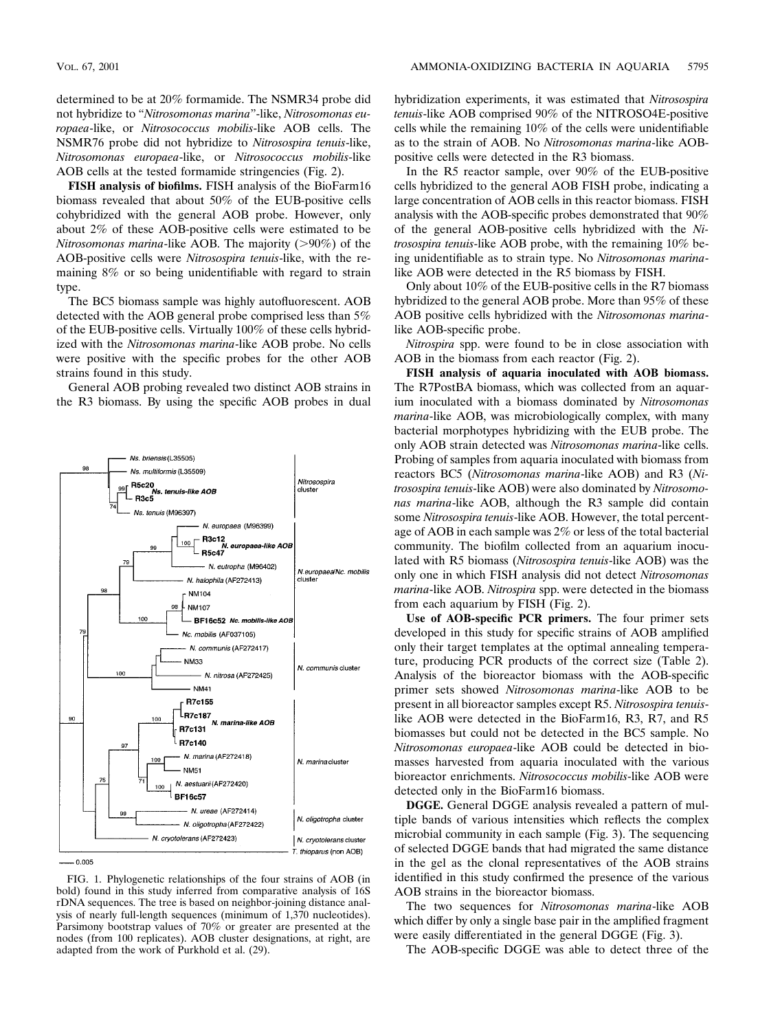determined to be at 20% formamide. The NSMR34 probe did not hybridize to "*Nitrosomonas marina*"-like, *Nitrosomonas europaea*-like, or *Nitrosococcus mobilis*-like AOB cells. The NSMR76 probe did not hybridize to *Nitrosospira tenuis*-like, *Nitrosomonas europaea*-like, or *Nitrosococcus mobilis*-like AOB cells at the tested formamide stringencies (Fig. 2).

**FISH analysis of biofilms.** FISH analysis of the BioFarm16 biomass revealed that about 50% of the EUB-positive cells cohybridized with the general AOB probe. However, only about 2% of these AOB-positive cells were estimated to be *Nitrosomonas marina*-like AOB. The majority (>90%) of the AOB-positive cells were *Nitrosospira tenuis*-like, with the remaining 8% or so being unidentifiable with regard to strain type.

The BC5 biomass sample was highly autofluorescent. AOB detected with the AOB general probe comprised less than 5% of the EUB-positive cells. Virtually 100% of these cells hybridized with the *Nitrosomonas marina*-like AOB probe. No cells were positive with the specific probes for the other AOB strains found in this study.

General AOB probing revealed two distinct AOB strains in the R3 biomass. By using the specific AOB probes in dual hybridization experiments, it was estimated that *Nitrosospira tenuis*-like AOB comprised 90% of the NITROSO4E-positive cells while the remaining 10% of the cells were unidentifiable as to the strain of AOB. No *Nitrosomonas marina*-like AOB-positive cells were detected in the R3 biomass.

In the R5 reactor sample, over 90% of the EUB-positive cells hybridized to the general AOB FISH probe, indicating a large concentration of AOB cells in this reactor biomass. FISH analysis with the AOB-specific probes demonstrated that 90% of the general AOB-positive cells hybridized with the *Nitrosospira tenuis*-like AOB probe, with the remaining 10% being unidentifiable as to strain type. No *Nitrosomonas marina*-like AOB were detected in the R5 biomass by FISH.

Only about 10% of the EUB-positive cells in the R7 biomass hybridized to the general AOB probe. More than 95% of these AOB positive cells hybridized with the *Nitrosomonas marina*-like AOB-specific probe.

*Nitrospira* spp. were found to be in close association with AOB in the biomass from each reactor (Fig. 2).

**FISH analysis of aquaria inoculated with AOB biomass.** The R7PostBA biomass, which was collected from an aquarium inoculated with a biomass dominated by *Nitrosomonas marina*-like AOB, was microbiologically complex, with many bacterial morphotypes hybridizing with the EUB probe. The only AOB strain detected was *Nitrosomonas marina*-like cells. Probing of samples from aquaria inoculated with biomass from reactors BC5 (*Nitrosomonas marina*-like AOB) and R3 (*Nitrosospira tenuis*-like AOB) were also dominated by *Nitrosomonas marina*-like AOB, although the R3 sample did contain some *Nitrosospira tenuis*-like AOB. However, the total percentage of AOB in each sample was 2% or less of the total bacterial community. The biofilm collected from an aquarium inoculated with R5 biomass (*Nitrosospira tenuis*-like AOB) was the only one in which FISH analysis did not detect *Nitrosomonas marina*-like AOB. *Nitrospira* spp. were detected in the biomass from each aquarium by FISH (Fig. 2).

**Use of AOB-specific PCR primers.** The four primer sets developed in this study for specific strains of AOB amplified only their target templates at the optimal annealing temperature, producing PCR products of the correct size (Table 2). Analysis of the bioreactor biomass with the AOB-specific primer sets showed *Nitrosomonas marina*-like AOB to be present in all bioreactor samples except R5. *Nitrosospira tenuis*-like AOB were detected in the BioFarm16, R3, R7, and R5 biomasses but could not be detected in the BC5 sample. No *Nitrosomonas europaea*-like AOB could be detected in biomasses harvested from aquaria inoculated with the various bioreactor enrichments. *Nitrosococcus mobilis*-like AOB were detected only in the BioFarm16 biomass.

**DGGE.** General DGGE analysis revealed a pattern of multiple bands of various intensities which reflects the complex microbial community in each sample (Fig. 3). The sequencing of selected DGGE bands that had migrated the same distance in the gel as the clonal representatives of the AOB strains identified in this study confirmed the presence of the various AOB strains in the bioreactor biomass.

The two sequences for *Nitrosomonas marina*-like AOB which differ by only a single base pair in the amplified fragment were easily differentiated in the general DGGE (Fig. 3).

The AOB-specific DGGE was able to detect three of the

FIG. 1. Phylogenetic relationships of the four strains of AOB (in bold) found in this study inferred from comparative analysis of 16S rDNA sequences. The tree is based on neighbor-joining distance analysis of nearly full-length sequences (minimum of 1,370 nucleotides). Parsimony bootstrap values of 70% or greater are presented at the nodes (from 100 replicates). AOB cluster designations, at right, are adapted from the work of Purkhold et al. (29).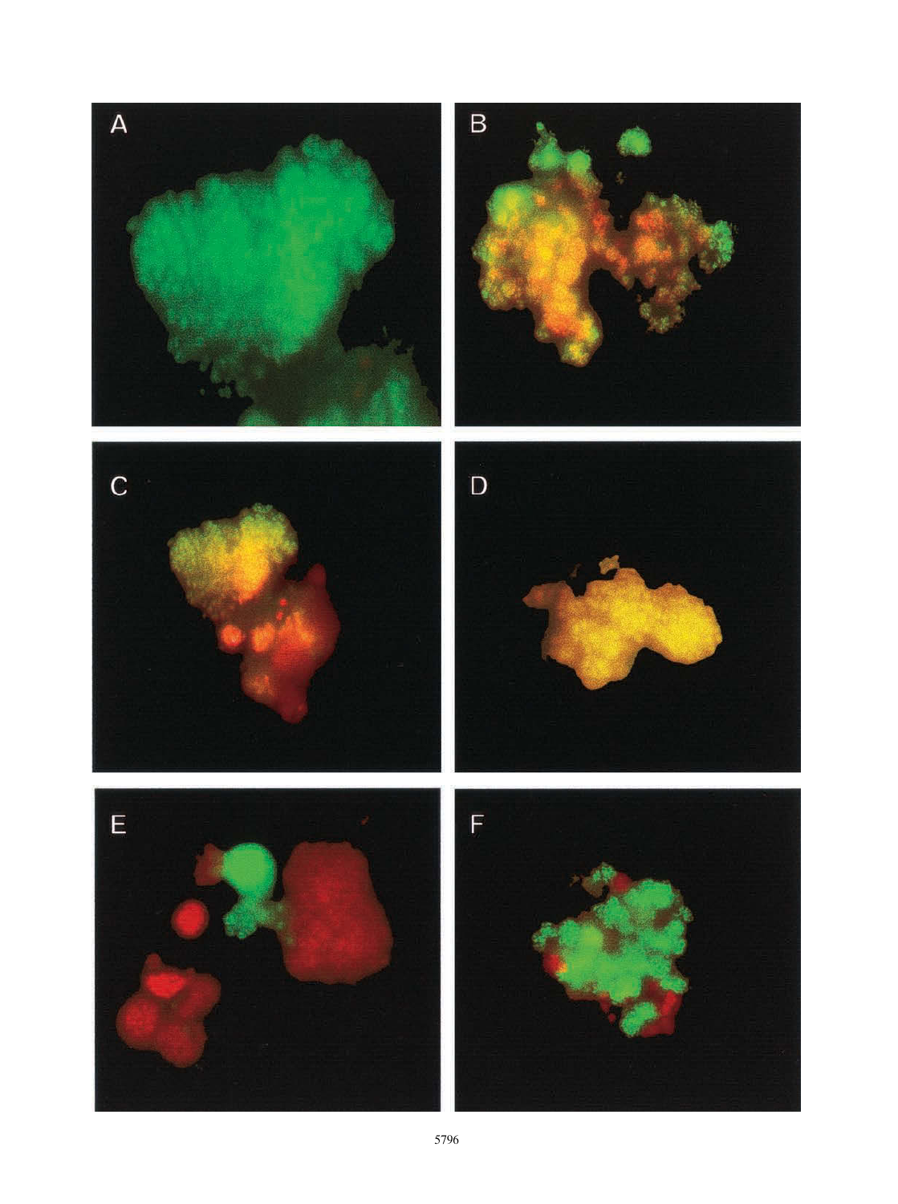A

B

C

D

E

F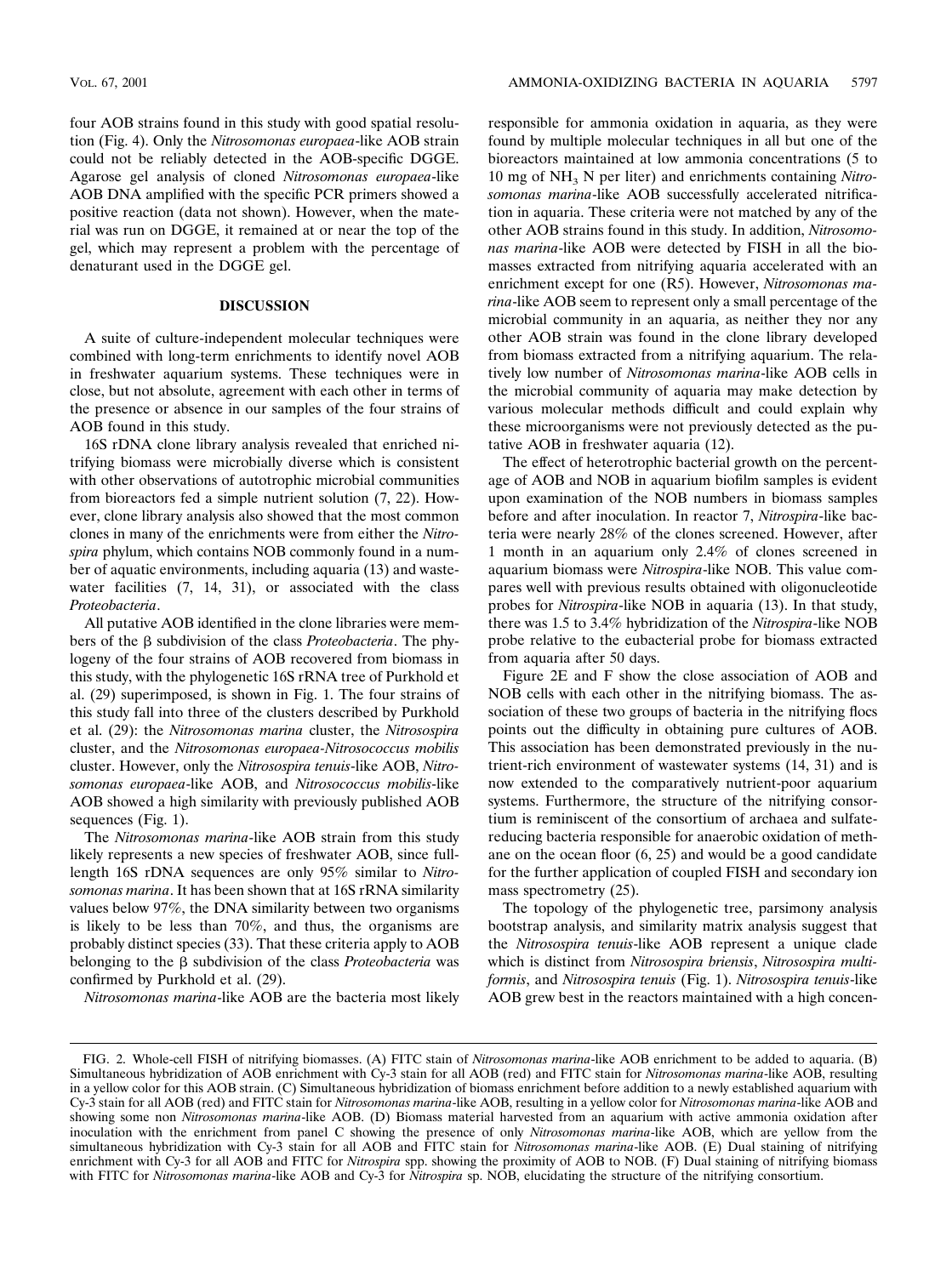four AOB strains found in this study with good spatial resolution (Fig. 4). Only the *Nitrosomonas europaea*-like AOB strain could not be reliably detected in the AOB-specific DGGE. Agarose gel analysis of cloned *Nitrosomonas europaea*-like AOB DNA amplified with the specific PCR primers showed a positive reaction (data not shown). However, when the material was run on DGGE, it remained at or near the top of the gel, which may represent a problem with the percentage of denaturant used in the DGGE gel.

## DISCUSSION

A suite of culture-independent molecular techniques were combined with long-term enrichments to identify novel AOB in freshwater aquarium systems. These techniques were in close, but not absolute, agreement with each other in terms of the presence or absence in our samples of the four strains of AOB found in this study.

16S rDNA clone library analysis revealed that enriched nitrifying biomass were microbially diverse which is consistent with other observations of autotrophic microbial communities from bioreactors fed a simple nutrient solution (7, 22). However, clone library analysis also showed that the most common clones in many of the enrichments were from either the *Nitrospira* phylum, which contains NOB commonly found in a number of aquatic environments, including aquaria (13) and wastewater facilities (7, 14, 31), or associated with the class *Proteobacteria*.

All putative AOB identified in the clone libraries were members of the β subdivision of the class *Proteobacteria*. The phylogeny of the four strains of AOB recovered from biomass in this study, with the phylogenetic 16S rRNA tree of Purkhold et al. (29) superimposed, is shown in Fig. 1. The four strains of this study fall into three of the clusters described by Purkhold et al. (29): the *Nitrosomonas marina* cluster, the *Nitrosospira* cluster, and the *Nitrosomonas europaea*-*Nitrosococcus mobilis* cluster. However, only the *Nitrosospira tenuis*-like AOB, *Nitrosomonas europaea*-like AOB, and *Nitrosococcus mobilis*-like AOB showed a high similarity with previously published AOB sequences (Fig. 1).

The *Nitrosomonas marina*-like AOB strain from this study likely represents a new species of freshwater AOB, since full-length 16S rDNA sequences are only 95% similar to *Nitrosomonas marina*. It has been shown that at 16S rRNA similarity values below 97%, the DNA similarity between two organisms is likely to be less than 70%, and thus, the organisms are probably distinct species (33). That these criteria apply to AOB belonging to the β subdivision of the class *Proteobacteria* was confirmed by Purkhold et al. (29).

*Nitrosomonas marina*-like AOB are the bacteria most likely responsible for ammonia oxidation in aquaria, as they were found by multiple molecular techniques in all but one of the bioreactors maintained at low ammonia concentrations (5 to 10 mg of $NH_3$ N per liter) and enrichments containing *Nitrosomonas marina*-like AOB successfully accelerated nitrification in aquaria. These criteria were not matched by any of the other AOB strains found in this study. In addition, *Nitrosomonas marina*-like AOB were detected by FISH in all the biomasses extracted from nitrifying aquaria accelerated with an enrichment except for one (R5). However, *Nitrosomonas marina*-like AOB seem to represent only a small percentage of the microbial community in an aquaria, as neither they nor any other AOB strain was found in the clone library developed from biomass extracted from a nitrifying aquarium. The relatively low number of *Nitrosomonas marina*-like AOB cells in the microbial community of aquaria may make detection by various molecular methods difficult and could explain why these microorganisms were not previously detected as the putative AOB in freshwater aquaria (12).

The effect of heterotrophic bacterial growth on the percentage of AOB and NOB in aquarium biofilm samples is evident upon examination of the NOB numbers in biomass samples before and after inoculation. In reactor 7, *Nitrospira*-like bacteria were nearly 28% of the clones screened. However, after 1 month in an aquarium only 2.4% of clones screened in aquarium biomass were *Nitrospira*-like NOB. This value compares well with previous results obtained with oligonucleotide probes for *Nitrospira*-like NOB in aquaria (13). In that study, there was 1.5 to 3.4% hybridization of the *Nitrospira*-like NOB probe relative to the eubacterial probe for biomass extracted from aquaria after 50 days.

Figure 2E and F show the close association of AOB and NOB cells with each other in the nitrifying biomass. The association of these two groups of bacteria in the nitrifying flocs points out the difficulty in obtaining pure cultures of AOB. This association has been demonstrated previously in the nutrient-rich environment of wastewater systems (14, 31) and is now extended to the comparatively nutrient-poor aquarium systems. Furthermore, the structure of the nitrifying consortium is reminiscent of the consortium of archaea and sulfate-reducing bacteria responsible for anaerobic oxidation of methane on the ocean floor (6, 25) and would be a good candidate for the further application of coupled FISH and secondary ion mass spectrometry (25).

The topology of the phylogenetic tree, parsimony analysis bootstrap analysis, and similarity matrix analysis suggest that the *Nitrosospira tenuis*-like AOB represent a unique clade which is distinct from *Nitrosospira briensis*, *Nitrosospira multiformis*, and *Nitrosospira tenuis* (Fig. 1). *Nitrosospira tenuis*-like AOB grew best in the reactors maintained with a high concen-

FIG. 2. Whole-cell FISH of nitrifying biomasses. (A) FITC stain of *Nitrosomonas marina*-like AOB enrichment to be added to aquaria. (B) Simultaneous hybridization of AOB enrichment with Cy-3 stain for all AOB (red) and FITC stain for *Nitrosomonas marina*-like AOB, resulting in a yellow color for this AOB strain. (C) Simultaneous hybridization of biomass enrichment before addition to a newly established aquarium with Cy-3 stain for all AOB (red) and FITC stain for *Nitrosomonas marina*-like AOB, resulting in a yellow color for *Nitrosomonas marina*-like AOB and showing some non *Nitrosomonas marina*-like AOB. (D) Biomass material harvested from an aquarium with active ammonia oxidation after inoculation with the enrichment from panel C showing the presence of only *Nitrosomonas marina*-like AOB, which are yellow from the simultaneous hybridization with Cy-3 stain for all AOB and FITC stain for *Nitrosomonas marina*-like AOB. (E) Dual staining of nitrifying enrichment with Cy-3 for all AOB and FITC for *Nitrospira* spp. showing the proximity of AOB to NOB. (F) Dual staining of nitrifying biomass with FITC for *Nitrosomonas marina*-like AOB and Cy-3 for *Nitrospira* sp. NOB, elucidating the structure of the nitrifying consortium.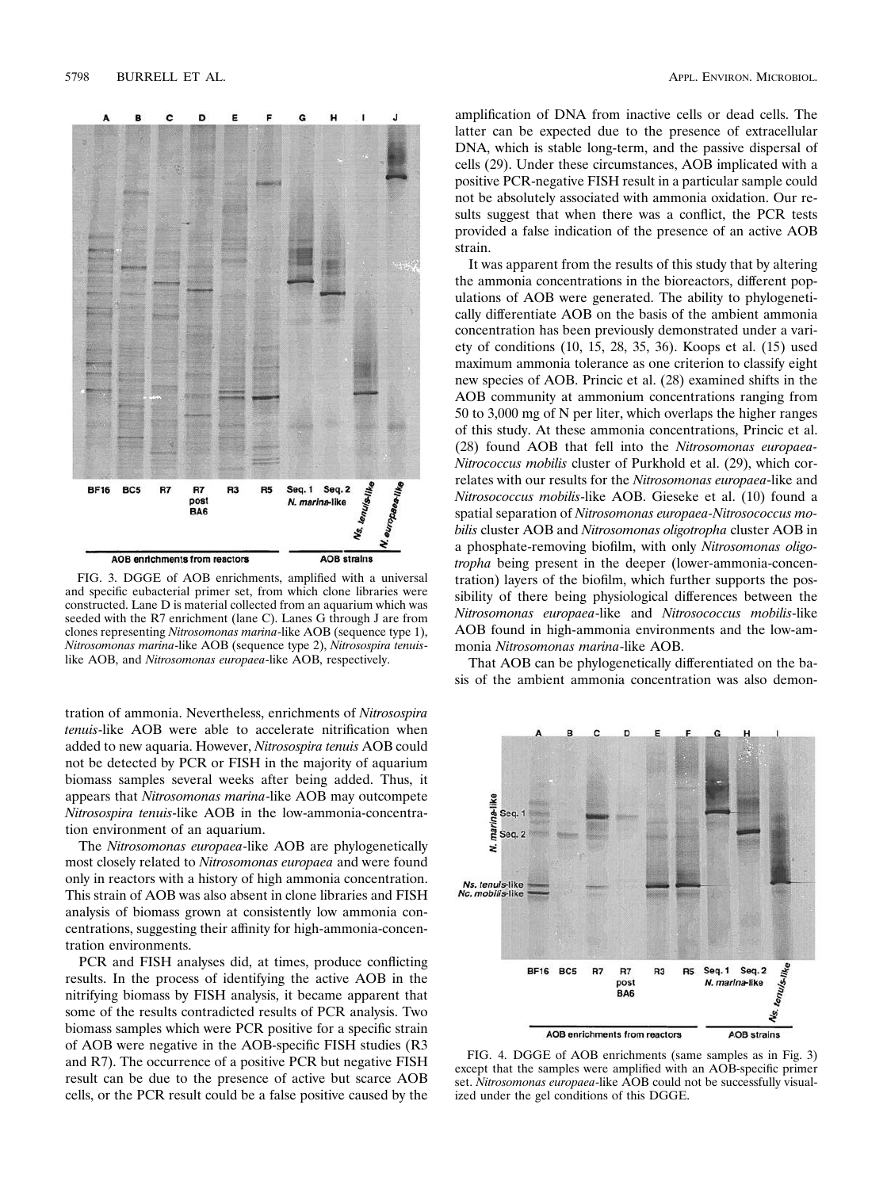FIG. 3. DGGE of AOB enrichments, amplified with a universal and specific eubacterial primer set, from which clone libraries were constructed. Lane D is material collected from an aquarium which was seeded with the R7 enrichment (lane C). Lanes G through J are from clones representing *Nitrosomonas marina*-like AOB (sequence type 1), *Nitrosomonas marina*-like AOB (sequence type 2), *Nitrosospira tenuis*-like AOB, and *Nitrosomonas europaea*-like AOB, respectively.

tration of ammonia. Nevertheless, enrichments of *Nitrosospira tenuis*-like AOB were able to accelerate nitrification when added to new aquaria. However, *Nitrosospira tenuis* AOB could not be detected by PCR or FISH in the majority of aquarium biomass samples several weeks after being added. Thus, it appears that *Nitrosomonas marina*-like AOB may outcompete *Nitrosospira tenuis*-like AOB in the low-ammonia-concentration environment of an aquarium.

The *Nitrosomonas europaea*-like AOB are phylogenetically most closely related to *Nitrosomonas europaea* and were found only in reactors with a history of high ammonia concentration. This strain of AOB was also absent in clone libraries and FISH analysis of biomass grown at consistently low ammonia concentrations, suggesting their affinity for high-ammonia-concentration environments.

PCR and FISH analyses did, at times, produce conflicting results. In the process of identifying the active AOB in the nitrifying biomass by FISH analysis, it became apparent that some of the results contradicted results of PCR analysis. Two biomass samples which were PCR positive for a specific strain of AOB were negative in the AOB-specific FISH studies (R3 and R7). The occurrence of a positive PCR but negative FISH result can be due to the presence of active but scarce AOB cells, or the PCR result could be a false positive caused by the amplification of DNA from inactive cells or dead cells. The latter can be expected due to the presence of extracellular DNA, which is stable long-term, and the passive dispersal of cells (29). Under these circumstances, AOB implicated with a positive PCR-negative FISH result in a particular sample could not be absolutely associated with ammonia oxidation. Our results suggest that when there was a conflict, the PCR tests provided a false indication of the presence of an active AOB strain.

It was apparent from the results of this study that by altering the ammonia concentrations in the bioreactors, different populations of AOB were generated. The ability to phylogenetically differentiate AOB on the basis of the ambient ammonia concentration has been previously demonstrated under a variety of conditions (10, 15, 28, 35, 36). Koops et al. (15) used maximum ammonia tolerance as one criterion to classify eight new species of AOB. Princic et al. (28) examined shifts in the AOB community at ammonium concentrations ranging from 50 to 3,000 mg of N per liter, which overlaps the higher ranges of this study. At these ammonia concentrations, Princic et al. (28) found AOB that fell into the *Nitrosomonas europaea*-*Nitrococcus mobilis* cluster of Purkhold et al. (29), which correlates with our results for the *Nitrosomonas europaea*-like and *Nitrosococcus mobilis*-like AOB. Gieseke et al. (10) found a spatial separation of *Nitrosomonas europaea*-*Nitrosococcus mobilis* cluster AOB and *Nitrosomonas oligotropha* cluster AOB in a phosphate-removing biofilm, with only *Nitrosomonas oligotropha* being present in the deeper (lower-ammonia-concentration) layers of the biofilm, which further supports the possibility of there being physiological differences between the *Nitrosomonas europaea*-like and *Nitrosococcus mobilis*-like AOB found in high-ammonia environments and the low-ammonia *Nitrosomonas marina*-like AOB.

That AOB can be phylogenetically differentiated on the basis of the ambient ammonia concentration was also demon-

FIG. 4. DGGE of AOB enrichments (same samples as in Fig. 3) except that the samples were amplified with an AOB-specific primer set. *Nitrosomonas europaea*-like AOB could not be successfully visualized under the gel conditions of this DGGE.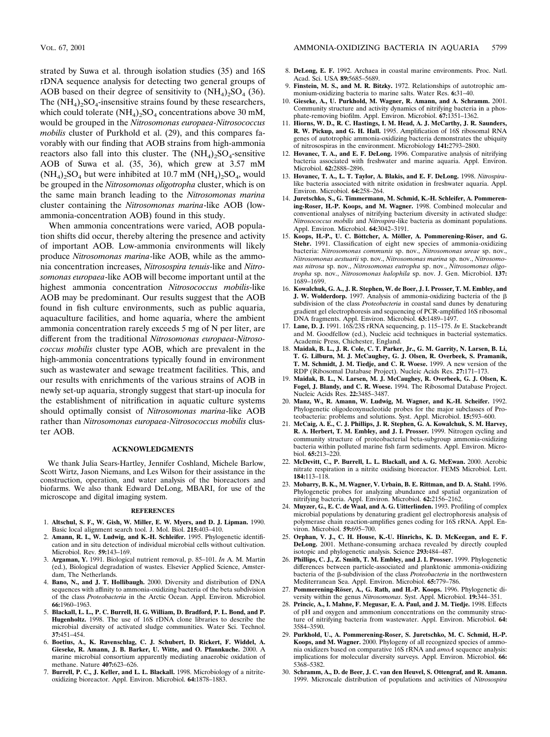strated by Suwa et al. through isolation studies (35) and 16S rDNA sequence analysis for detecting two general groups of AOB based on their degree of sensitivity to $(NH_4)_2SO_4$ (36). The $(NH_4)_2SO_4$-insensitive strains found by these researchers, which could tolerate $(NH_4)_2SO_4$ concentrations above 30 mM, would be grouped in the *Nitrosomonas europaea-Nitrosococcus mobilis* cluster of Purkhold et al. (29), and this compares favorably with our finding that AOB strains from high-ammonia reactors also fall into this cluster. The $(NH_4)_2SO_4$-sensitive AOB of Suwa et al. (35, 36), which grew at 3.57 mM $(NH_4)_2SO_4$ but were inhibited at 10.7 mM $(NH_4)_2SO_4$, would be grouped in the *Nitrosomonas oligotropha* cluster, which is on the same main branch leading to the *Nitrosomonas marina* cluster containing the *Nitrosomonas marina*-like AOB (low-ammonia-concentration AOB) found in this study.

When ammonia concentrations were varied, AOB population shifts did occur, thereby altering the presence and activity of important AOB. Low-ammonia environments will likely produce *Nitrosomonas marina*-like AOB, while as the ammonia concentration increases, *Nitrosospira tenuis*-like and *Nitrosomonas europaea*-like AOB will become important until at the highest ammonia concentration *Nitrosococcus mobilis*-like AOB may be predominant. Our results suggest that the AOB found in fish culture environments, such as public aquaria, aquaculture facilities, and home aquaria, where the ambient ammonia concentration rarely exceeds 5 mg of N per liter, are different from the traditional *Nitrosomonas europaea-Nitrosococcus mobilis* cluster type AOB, which are prevalent in the high-ammonia concentrations typically found in environment such as wastewater and sewage treatment facilities. This, and our results with enrichments of the various strains of AOB in newly set-up aquaria, strongly suggest that start-up inocula for the establishment of nitrification in aquatic culture systems should optimally consist of *Nitrosomonas marina*-like AOB rather than *Nitrosomonas europaea-Nitrosococcus mobilis* cluster AOB.

## ACKNOWLEDGMENTS

We thank Julia Sears-Hartley, Jennifer Coshland, Michele Barlow, Scott Wirtz, Jason Niemans, and Les Wilson for their assistance in the construction, operation, and water analysis of the bioreactors and biofarms. We also thank Edward DeLong, MBARI, for use of the microscope and digital imaging system.

## REFERENCES

1. **Altschul, S. F., W. Gish, W. Miller, E. W. Myers, and D. J. Lipman.** 1990. Basic local alignment search tool. J. Mol. Biol. **215:**403–410.
2. **Amann, R. I., W. Ludwig, and K.-H. Schleifer.** 1995. Phylogenetic identification and in situ detection of individual microbial cells without cultivation. Microbiol. Rev. **59:**143–169.
3. **Argaman, Y.** 1991. Biological nutrient removal, p. 85–101. *In* A. M. Martin (ed.), Biological degradation of wastes. Elsevier Applied Science, Amsterdam, The Netherlands.
4. **Bano, N., and J. T. Hollibaugh.** 2000. Diversity and distribution of DNA sequences with affinity to ammonia-oxidizing bacteria of the beta subdivision of the class *Proteobacteria* in the Arctic Ocean. Appl. Environ. Microbiol. **66:**1960–1963.
5. **Blackall, L. L., P. C. Burrell, H. G. William, D. Bradford, P. L. Bond, and P. Hugenholtz.** 1998. The use of 16S rDNA clone libraries to describe the microbial diversity of activated sludge communities. Water Sci. Technol. **37:**451–454.
6. **Boetius, A., K. Ravenschlag, C. J. Schubert, D. Rickert, F. Widdel, A. Gieseke, R. Amann, J. B. Barker, U. Witte, and O. Pfannkuche.** 2000. A marine microbial consortium apparently mediating anaerobic oxidation of methane. Nature **407:**623–626.
7. **Burrell, P. C., J. Keller, and L. L. Blackall.** 1998. Microbiology of a nitrite-oxidizing bioreactor. Appl. Environ. Microbiol. **64:**1878–1883.
8. **DeLong, E. F.** 1992. Archaea in coastal marine environments. Proc. Natl. Acad. Sci. USA **89:**5685–5689.
9. **Finstein, M. S., and M. R. Bitzky.** 1972. Relationships of autotrophic ammonium-oxidizing bacteria to marine salts. Water Res. **6:**31–40.
10. **Gieseke, A., U. Purkhold, M. Wagner, R. Amann, and A. Schramm.** 2001. Community structure and activity dynamics of nitrifying bacteria in a phosphate-removing biofilm. Appl. Environ. Microbiol. **67:**1351–1362.
11. **Hiorns, W. D., R. C. Hastings, I. M. Head, A. J. McCarthy, J. R. Saunders, R. W. Pickup, and G. H. Hall.** 1995. Amplification of 16S ribosomal RNA genes of autotrophic ammonia-oxidizing bacteria demonstrates the ubiquity of nitrosospiras in the environment. Microbiology **141:**2793–2800.
12. **Hovanec, T. A., and E. F. DeLong.** 1996. Comparative analysis of nitrifying bacteria associated with freshwater and marine aquaria. Appl. Environ. Microbiol. **62:**2888–2896.
13. **Hovanec, T. A., L. T. Taylor, A. Blakis, and E. F. DeLong.** 1998. *Nitrospira*-like bacteria associated with nitrite oxidation in freshwater aquaria. Appl. Environ. Microbiol. **64:**258–264.
14. **Juretschko, S., G. Timmermann, M. Schmid, K.-H. Schleifer, A. Pommerening-Roser, H.-P. Koops, and M. Wagner.** 1998. Combined molecular and conventional analyses of nitrifying bacterium diversity in activated sludge: *Nitrosococcus mobilis* and *Nitrospira*-like bacteria as dominant populations. Appl. Environ. Microbiol. **64:**3042–3191.
15. **Koops, H.-P., U. C. Böttcher, A. Möller, A. Pommerening-Röser, and G. Stehr.** 1991. Classification of eight new species of ammonia-oxidizing bacteria: *Nitrosomonas communis* sp. nov., *Nitrosomonas ureae* sp. nov., *Nitrosomonas aestuarii* sp. nov., *Nitrosomonas marina* sp. nov., *Nitrosomonas nitrosa* sp. nov., *Nitrosomonas eutropha* sp. nov., *Nitrosomonas oligotropha* sp. nov., *Nitrosomonas halophila* sp. nov. J. Gen. Microbiol. **137:** 1689–1699.
16. **Kowalchuk, G. A., J. R. Stephen, W. de Boer, J. I. Prosser, T. M. Embley, and J. W. Wolderdorp.** 1997. Analysis of ammonia-oxidizing bacteria of the β subdivision of the class *Proteobacteria* in coastal sand dunes by denaturing gradient gel electrophoresis and sequencing of PCR-amplified 16S ribosomal DNA fragments. Appl. Environ. Microbiol. **63:**1489–1497.
17. **Lane, D. J.** 1991. 16S/23S rRNA sequencing, p. 115–175. *In* E. Stackebrandt and M. Goodfellow (ed.), Nucleic acid techniques in bacterial systematics. Academic Press, Chichester, England.
18. **Maidak, B. L., J. R. Cole, C. T. Parker, Jr., G. M. Garrity, N. Larsen, B. Li, T. G. Lilburn, M. J. McCaughey, G. J. Olsen, R. Overbeek, S. Pramanik, T. M. Schmidt, J. M. Tiedje, and C. R. Woese.** 1999. A new version of the RDP (Ribosomal Database Project). Nucleic Acids Res. **27:**171–173.
19. **Maidak, B. L., N. Larsen, M. J. McCaughey, R. Overbeek, G. J. Olsen, K. Fogel, J. Blandy, and C. R. Woese.** 1994. The Ribosomal Database Project. Nucleic Acids Res. **22:**3485–3487.
20. **Manz, W., R. Amann, W. Ludwig, M. Wagner, and K.-H. Scheifer.** 1992. Phylogenetic oligodeoxynucleotide probes for the major subclasses of Proteobacteria: problems and solutions. Syst. Appl. Microbiol. **15:**593–600.
21. **McCaig, A. E., C. J. Phillips, J. R. Stephen, G. A. Kowalchuk, S. M. Harvey, R. A. Herbert, T. M. Embley, and J. I. Prosser.** 1999. Nitrogen cycling and community structure of proteobacterial beta-subgroup ammonia-oxidizing bacteria within polluted marine fish farm sediments. Appl. Environ. Microbiol. **65:**213–220.
22. **McDevitt, C., P. Burrell, L. L. Blackall, and A. G. McEwan.** 2000. Aerobic nitrate respiration in a nitrite oxidising bioreactor. FEMS Microbiol. Lett. **184:**113–118.
23. **Mobarry, B. K., M. Wagner, V. Urbain, B. E. Rittman, and D. A. Stahl.** 1996. Phylogenetic probes for analyzing abundance and spatial organization of nitrifying bacteria. Appl. Environ. Microbiol. **62:**2156–2162.
24. **Muyzer, G., E. C. de Waal, and A. G. Uitterlinden.** 1993. Profiling of complex microbial populations by denaturing gradient gel electrophoresis analysis of polymerase chain reaction-amplifies genes coding for 16S rRNA. Appl. Environ. Microbiol. **59:**695–700.
25. **Orphan, V. J., C. H. House, K.-U. Hinrichs, K. D. McKeegan, and E. F. DeLong.** 2001. Methane-consuming archaea revealed by directly coupled isotopic and phylogenetic analysis. Science **293:**484–487.
26. **Phillips, C. J., Z. Smith, T. M. Embley, and J. I. Prosser.** 1999. Phylogenetic differences between particle-associated and planktonic ammonia-oxidizing bacteria of the β-subdivision of the class *Proteobacteria* in the northwestern Mediterranean Sea. Appl. Environ. Microbiol. **65:**779–786.
27. **Pommerening-Röser, A., G. Rath, and H.-P. Koops.** 1996. Phylogenetic diversity within the genus *Nitrosomonas*. Syst. Appl. Microbiol. **19:**344–351.
28. **Princic, A., I. Mahne, F. Megusar, E. A. Paul, and J. M. Tiedje.** 1998. Effects of pH and oxygen and ammonium concentrations on the community structure of nitrifying bacteria from wastewater. Appl. Environ. Microbiol. **64:** 3584–3590.
29. **Purkhold, U., A. Pommerening-Roser, S. Juretschko, M. C. Schmid, H.-P. Koops, and M. Wagner.** 2000. Phylogeny of all recognized species of ammonia oxidizers based on comparative 16S rRNA and *amoA* sequence analysis: implications for molecular diversity surveys. Appl. Environ. Microbiol. **66:** 5368–5382.
30. **Schramm, A., D. de Beer, J. C. van den Heuvel, S. Ottengraf, and R. Amann.** 1999. Microscale distribution of populations and activities of *Nitrosospira*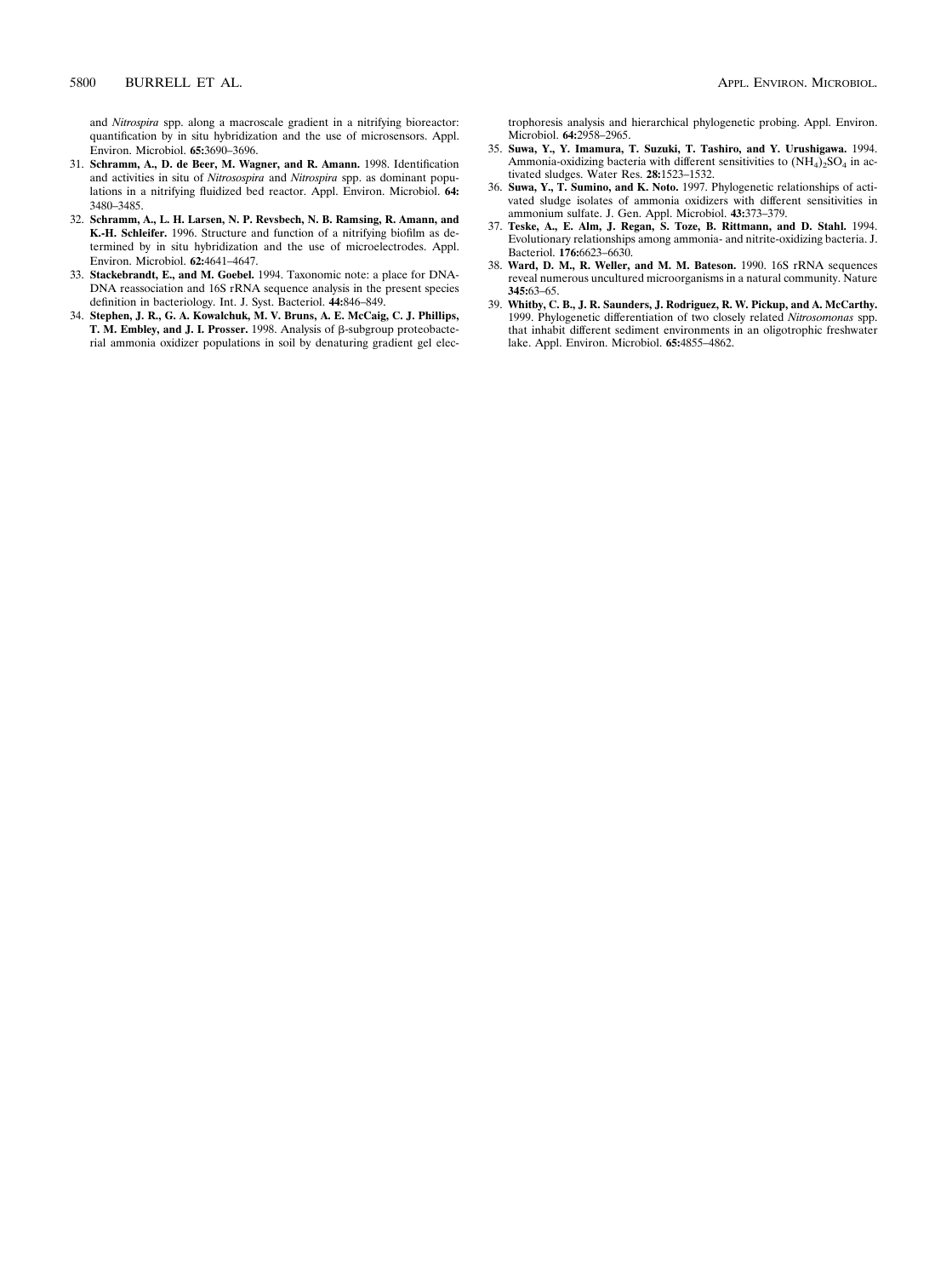and *Nitrospira* spp. along a macroscale gradient in a nitrifying bioreactor: quantification by in situ hybridization and the use of microsensors. Appl. Environ. Microbiol. **65:**3690–3696.

31. **Schramm, A., D. de Beer, M. Wagner, and R. Amann.** 1998. Identification and activities in situ of *Nitrosospira* and *Nitrospira* spp. as dominant populations in a nitrifying fluidized bed reactor. Appl. Environ. Microbiol. **64:** 3480–3485.
32. **Schramm, A., L. H. Larsen, N. P. Revsbech, N. B. Ramsing, R. Amann, and K.-H. Schleifer.** 1996. Structure and function of a nitrifying biofilm as determined by in situ hybridization and the use of microelectrodes. Appl. Environ. Microbiol. **62:**4641–4647.
33. **Stackebrandt, E., and M. Goebel.** 1994. Taxonomic note: a place for DNA-DNA reassociation and 16S rRNA sequence analysis in the present species definition in bacteriology. Int. J. Syst. Bacteriol. **44:**846–849.
34. **Stephen, J. R., G. A. Kowalchuk, M. V. Bruns, A. E. McCaig, C. J. Phillips, T. M. Embley, and J. I. Prosser.** 1998. Analysis of β-subgroup proteobacterial ammonia oxidizer populations in soil by denaturing gradient gel electrophoresis analysis and hierarchical phylogenetic probing. Appl. Environ. Microbiol. **64:**2958–2965.
35. **Suwa, Y., Y. Imamura, T. Suzuki, T. Tashiro, and Y. Urushigawa.** 1994. Ammonia-oxidizing bacteria with different sensitivities to $(NH_4)_2SO_4$ in activated sludges. Water Res. **28:**1523–1532.
36. **Suwa, Y., T. Sumino, and K. Noto.** 1997. Phylogenetic relationships of activated sludge isolates of ammonia oxidizers with different sensitivities in ammonium sulfate. J. Gen. Appl. Microbiol. **43:**373–379.
37. **Teske, A., E. Alm, J. Regan, S. Toze, B. Rittmann, and D. Stahl.** 1994. Evolutionary relationships among ammonia- and nitrite-oxidizing bacteria. J. Bacteriol. **176:**6623–6630.
38. **Ward, D. M., R. Weller, and M. M. Bateson.** 1990. 16S rRNA sequences reveal numerous uncultured microorganisms in a natural community. Nature **345:**63–65.
39. **Whitby, C. B., J. R. Saunders, J. Rodriguez, R. W. Pickup, and A. McCarthy.** 1999. Phylogenetic differentiation of two closely related *Nitrosomonas* spp. that inhabit different sediment environments in an oligotrophic freshwater lake. Appl. Environ. Microbiol. **65:**4855–4862.